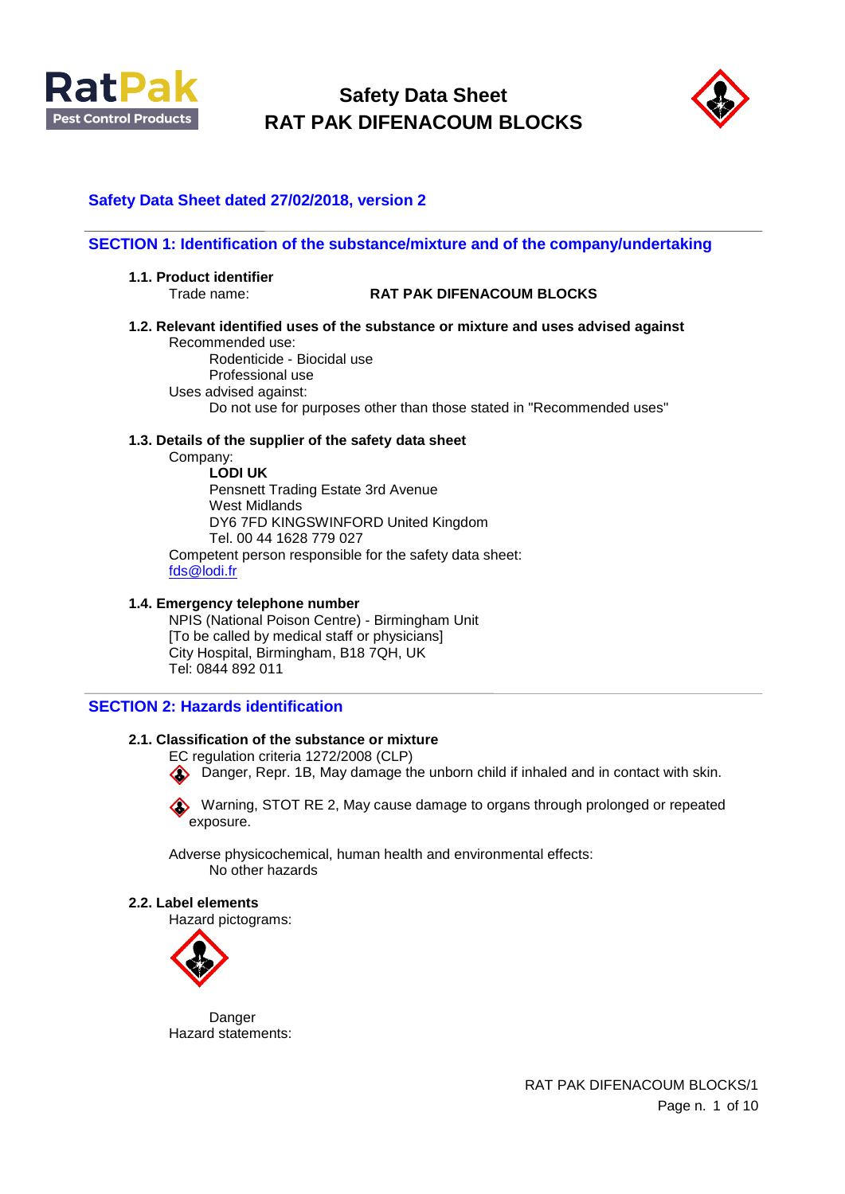# Safety Data Sheet
# RAT PAK DIFENACOUM BLOCKS

**Safety Data Sheet dated 27/02/2018, version 2**

## SECTION 1: Identification of the substance/mixture and of the company/undertaking

### 1.1. Product identifier

Trade name: **RAT PAK DIFENACOUM BLOCKS**

### 1.2. Relevant identified uses of the substance or mixture and uses advised against

Recommended use:

Rodenticide - Biocidal use
Professional use

Uses advised against:

Do not use for purposes other than those stated in "Recommended uses"

### 1.3. Details of the supplier of the safety data sheet

Company:

**LODI UK**
Pensnett Trading Estate 3rd Avenue
West Midlands
DY6 7FD KINGSWINFORD United Kingdom
Tel. 00 44 1628 779 027

Competent person responsible for the safety data sheet:
fds@lodi.fr

### 1.4. Emergency telephone number

NPIS (National Poison Centre) - Birmingham Unit
[To be called by medical staff or physicians]
City Hospital, Birmingham, B18 7QH, UK
Tel: 0844 892 011

## SECTION 2: Hazards identification

### 2.1. Classification of the substance or mixture

EC regulation criteria 1272/2008 (CLP)

Danger, Repr. 1B, May damage the unborn child if inhaled and in contact with skin.

Warning, STOT RE 2, May cause damage to organs through prolonged or repeated exposure.

Adverse physicochemical, human health and environmental effects:

No other hazards

### 2.2. Label elements

Hazard pictograms:

Danger

Hazard statements: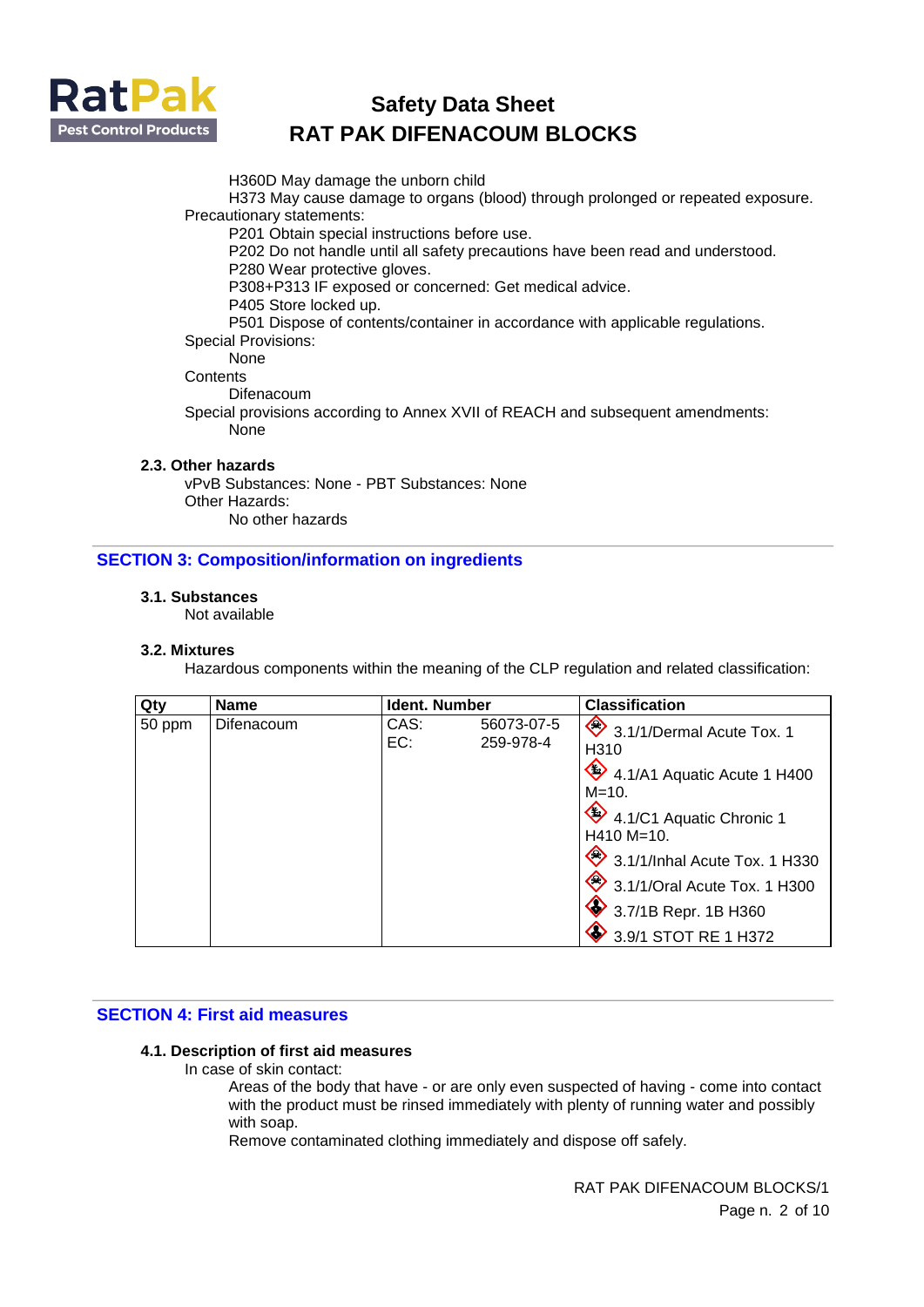H360D May damage the unborn child
H373 May cause damage to organs (blood) through prolonged or repeated exposure.

Precautionary statements:

P201 Obtain special instructions before use.
P202 Do not handle until all safety precautions have been read and understood.
P280 Wear protective gloves.
P308+P313 IF exposed or concerned: Get medical advice.
P405 Store locked up.
P501 Dispose of contents/container in accordance with applicable regulations.

Special Provisions:

None

Contents

Difenacoum

Special provisions according to Annex XVII of REACH and subsequent amendments:

None

### 2.3. Other hazards

vPvB Substances: None - PBT Substances: None

Other Hazards:

No other hazards

## SECTION 3: Composition/information on ingredients

### 3.1. Substances

Not available

### 3.2. Mixtures

Hazardous components within the meaning of the CLP regulation and related classification:

| Qty | Name | Ident. Number | Classification |
|---|---|---|---|
| 50 ppm | Difenacoum | CAS: 56073-07-5<br>EC: 259-978-4 | 3.1/1/Dermal Acute Tox. 1 H310<br>4.1/A1 Aquatic Acute 1 H400 M=10.<br>4.1/C1 Aquatic Chronic 1 H410 M=10.<br>3.1/1/Inhal Acute Tox. 1 H330<br>3.1/1/Oral Acute Tox. 1 H300<br>3.7/1B Repr. 1B H360<br>3.9/1 STOT RE 1 H372 |

## SECTION 4: First aid measures

### 4.1. Description of first aid measures

In case of skin contact:

Areas of the body that have - or are only even suspected of having - come into contact with the product must be rinsed immediately with plenty of running water and possibly with soap.
Remove contaminated clothing immediately and dispose off safely.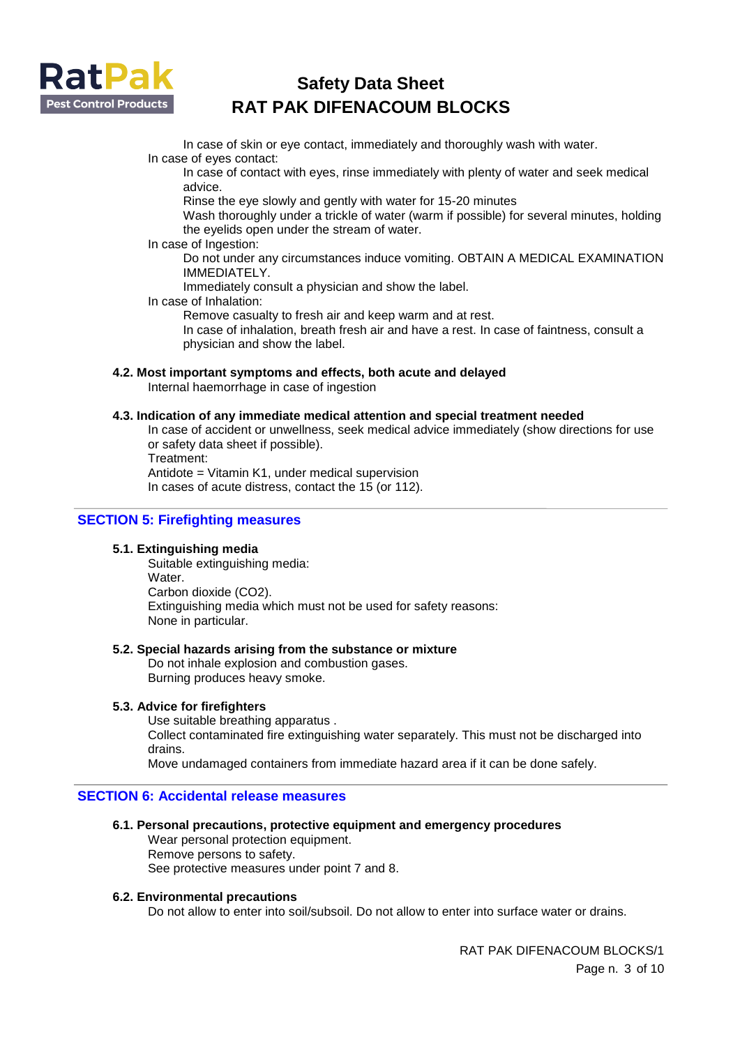In case of skin or eye contact, immediately and thoroughly wash with water.

In case of eyes contact:

In case of contact with eyes, rinse immediately with plenty of water and seek medical advice.

Rinse the eye slowly and gently with water for 15-20 minutes

Wash thoroughly under a trickle of water (warm if possible) for several minutes, holding the eyelids open under the stream of water.

In case of Ingestion:

Do not under any circumstances induce vomiting. OBTAIN A MEDICAL EXAMINATION IMMEDIATELY.

Immediately consult a physician and show the label.

In case of Inhalation:

Remove casualty to fresh air and keep warm and at rest.

In case of inhalation, breath fresh air and have a rest. In case of faintness, consult a physician and show the label.

### 4.2. Most important symptoms and effects, both acute and delayed

Internal haemorrhage in case of ingestion

### 4.3. Indication of any immediate medical attention and special treatment needed

In case of accident or unwellness, seek medical advice immediately (show directions for use or safety data sheet if possible).

Treatment:

Antidote = Vitamin K1, under medical supervision

In cases of acute distress, contact the 15 (or 112).

## SECTION 5: Firefighting measures

### 5.1. Extinguishing media

Suitable extinguishing media:

Water.

Carbon dioxide ($CO_2$).

Extinguishing media which must not be used for safety reasons:

None in particular.

### 5.2. Special hazards arising from the substance or mixture

Do not inhale explosion and combustion gases.

Burning produces heavy smoke.

### 5.3. Advice for firefighters

Use suitable breathing apparatus .

Collect contaminated fire extinguishing water separately. This must not be discharged into drains.

Move undamaged containers from immediate hazard area if it can be done safely.

## SECTION 6: Accidental release measures

### 6.1. Personal precautions, protective equipment and emergency procedures

Wear personal protection equipment.

Remove persons to safety.

See protective measures under point 7 and 8.

### 6.2. Environmental precautions

Do not allow to enter into soil/subsoil. Do not allow to enter into surface water or drains.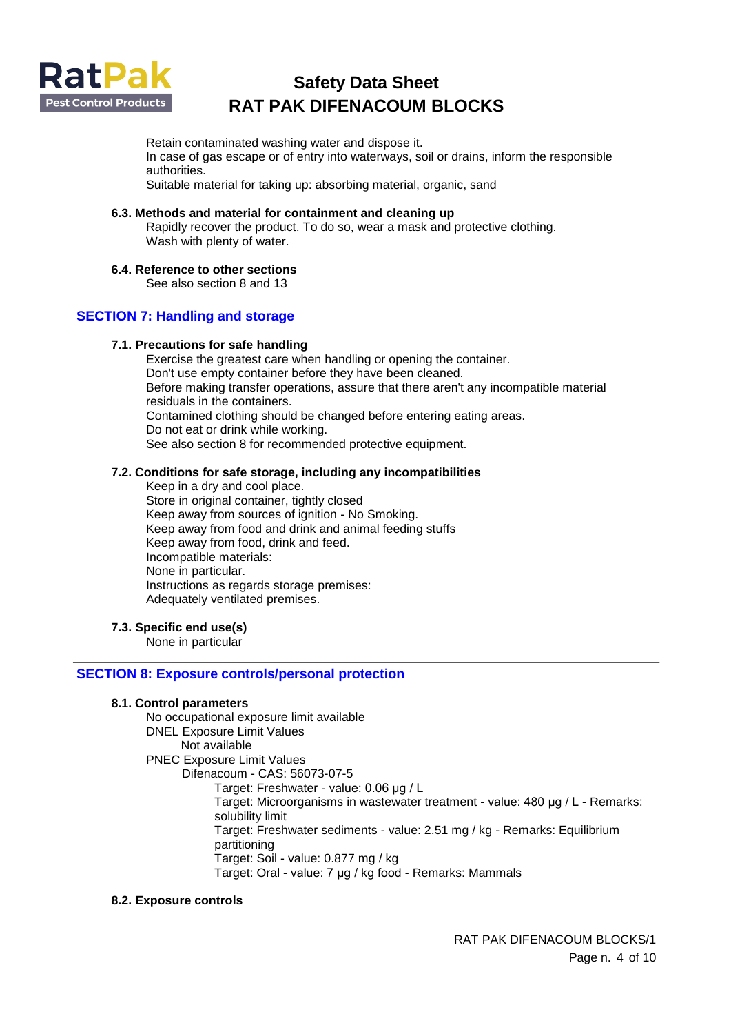Retain contaminated washing water and dispose it.
In case of gas escape or of entry into waterways, soil or drains, inform the responsible authorities.
Suitable material for taking up: absorbing material, organic, sand

### 6.3. Methods and material for containment and cleaning up

Rapidly recover the product. To do so, wear a mask and protective clothing.
Wash with plenty of water.

### 6.4. Reference to other sections

See also section 8 and 13

## SECTION 7: Handling and storage

### 7.1. Precautions for safe handling

Exercise the greatest care when handling or opening the container.
Don't use empty container before they have been cleaned.
Before making transfer operations, assure that there aren't any incompatible material residuals in the containers.
Contamined clothing should be changed before entering eating areas.
Do not eat or drink while working.
See also section 8 for recommended protective equipment.

### 7.2. Conditions for safe storage, including any incompatibilities

Keep in a dry and cool place.
Store in original container, tightly closed
Keep away from sources of ignition - No Smoking.
Keep away from food and drink and animal feeding stuffs
Keep away from food, drink and feed.
Incompatible materials:
None in particular.
Instructions as regards storage premises:
Adequately ventilated premises.

### 7.3. Specific end use(s)

None in particular

## SECTION 8: Exposure controls/personal protection

### 8.1. Control parameters

No occupational exposure limit available
DNEL Exposure Limit Values
Not available
PNEC Exposure Limit Values
Difenacoum - CAS: 56073-07-5
Target: Freshwater - value: 0.06 µg / L
Target: Microorganisms in wastewater treatment - value: 480 µg / L - Remarks: solubility limit
Target: Freshwater sediments - value: 2.51 mg / kg - Remarks: Equilibrium partitioning
Target: Soil - value: 0.877 mg / kg
Target: Oral - value: 7 µg / kg food - Remarks: Mammals

### 8.2. Exposure controls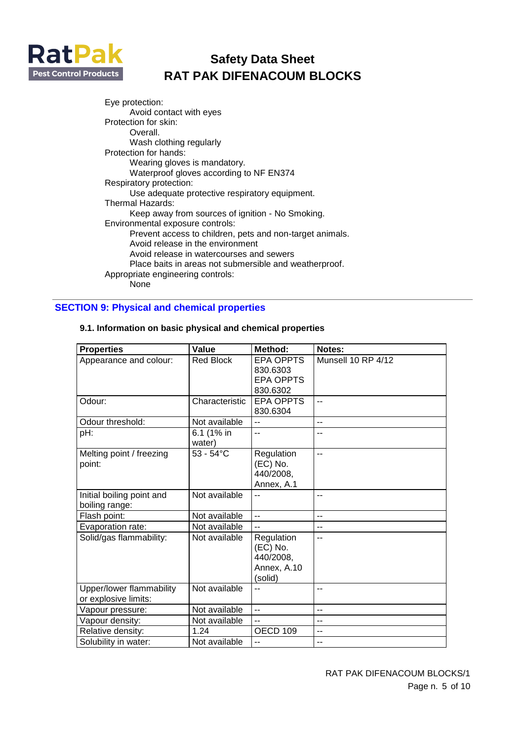Eye protection:
  Avoid contact with eyes
Protection for skin:
  Overall.
  Wash clothing regularly
Protection for hands:
  Wearing gloves is mandatory.
  Waterproof gloves according to NF EN374
Respiratory protection:
  Use adequate protective respiratory equipment.
Thermal Hazards:
  Keep away from sources of ignition - No Smoking.
Environmental exposure controls:
  Prevent access to children, pets and non-target animals.
  Avoid release in the environment
  Avoid release in watercourses and sewers
  Place baits in areas not submersible and weatherproof.
Appropriate engineering controls:
  None

## SECTION 9: Physical and chemical properties

### 9.1. Information on basic physical and chemical properties

| Properties | Value | Method: | Notes: |
|---|---|---|---|
| Appearance and colour: | Red Block | EPA OPPTS 830.6303 EPA OPPTS 830.6302 | Munsell 10 RP 4/12 |
| Odour: | Characteristic | EPA OPPTS 830.6304 | -- |
| Odour threshold: | Not available | -- | -- |
| pH: | 6.1 (1% in water) | -- | -- |
| Melting point / freezing point: | 53 - 54°C | Regulation (EC) No. 440/2008, Annex, A.1 | -- |
| Initial boiling point and boiling range: | Not available | -- | -- |
| Flash point: | Not available | -- | -- |
| Evaporation rate: | Not available | -- | -- |
| Solid/gas flammability: | Not available | Regulation (EC) No. 440/2008, Annex, A.10 (solid) | -- |
| Upper/lower flammability or explosive limits: | Not available | -- | -- |
| Vapour pressure: | Not available | -- | -- |
| Vapour density: | Not available | -- | -- |
| Relative density: | 1.24 | OECD 109 | -- |
| Solubility in water: | Not available | -- | -- |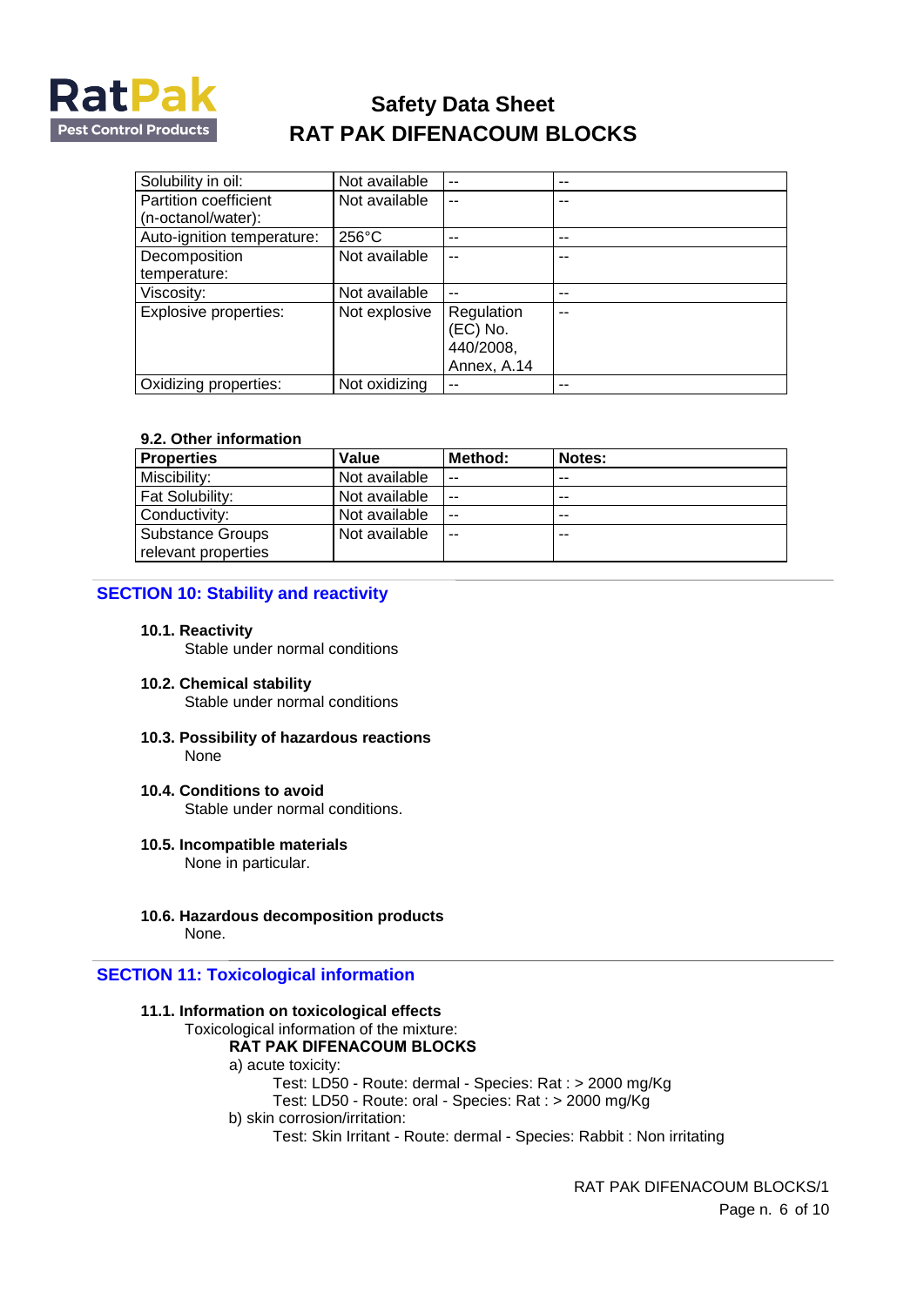| | | | |
|---|---|---|---|
| Solubility in oil: | Not available | -- | -- |
| Partition coefficient (n-octanol/water): | Not available | -- | -- |
| Auto-ignition temperature: | 256°C | -- | -- |
| Decomposition temperature: | Not available | -- | -- |
| Viscosity: | Not available | -- | -- |
| Explosive properties: | Not explosive | Regulation (EC) No. 440/2008, Annex, A.14 | -- |
| Oxidizing properties: | Not oxidizing | -- | -- |

**9.2. Other information**

| Properties | Value | Method: | Notes: |
|---|---|---|---|
| Miscibility: | Not available | -- | -- |
| Fat Solubility: | Not available | -- | -- |
| Conductivity: | Not available | -- | -- |
| Substance Groups relevant properties | Not available | -- | -- |

## SECTION 10: Stability and reactivity

**10.1. Reactivity**

Stable under normal conditions

**10.2. Chemical stability**

Stable under normal conditions

**10.3. Possibility of hazardous reactions**

None

**10.4. Conditions to avoid**

Stable under normal conditions.

**10.5. Incompatible materials**

None in particular.

**10.6. Hazardous decomposition products**

None.

## SECTION 11: Toxicological information

**11.1. Information on toxicological effects**

Toxicological information of the mixture:

**RAT PAK DIFENACOUM BLOCKS**

a) acute toxicity:

Test: LD50 - Route: dermal - Species: Rat : > 2000 mg/Kg

Test: LD50 - Route: oral - Species: Rat : > 2000 mg/Kg

b) skin corrosion/irritation:

Test: Skin Irritant - Route: dermal - Species: Rabbit : Non irritating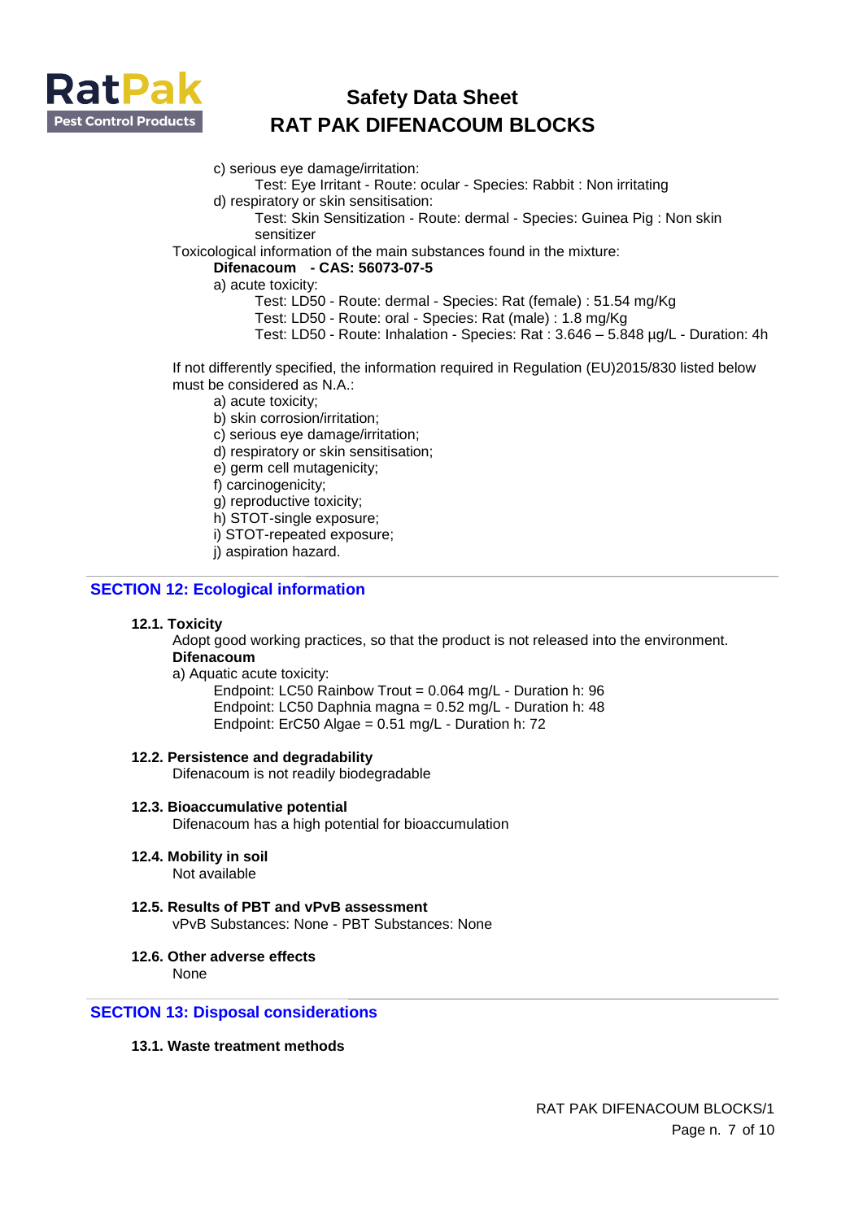c) serious eye damage/irritation:

Test: Eye Irritant - Route: ocular - Species: Rabbit : Non irritating

d) respiratory or skin sensitisation:

Test: Skin Sensitization - Route: dermal - Species: Guinea Pig : Non skin sensitizer

Toxicological information of the main substances found in the mixture:

**Difenacoum - CAS: 56073-07-5**

a) acute toxicity:

Test: LD50 - Route: dermal - Species: Rat (female) : 51.54 mg/Kg

Test: LD50 - Route: oral - Species: Rat (male) : 1.8 mg/Kg

Test: LD50 - Route: Inhalation - Species: Rat : 3.646 – 5.848 µg/L - Duration: 4h

If not differently specified, the information required in Regulation (EU)2015/830 listed below must be considered as N.A.:

a) acute toxicity;
b) skin corrosion/irritation;
c) serious eye damage/irritation;
d) respiratory or skin sensitisation;
e) germ cell mutagenicity;
f) carcinogenicity;
g) reproductive toxicity;
h) STOT-single exposure;
i) STOT-repeated exposure;
j) aspiration hazard.

## SECTION 12: Ecological information

### 12.1. Toxicity

Adopt good working practices, so that the product is not released into the environment.

**Difenacoum**

a) Aquatic acute toxicity:

Endpoint: LC50 Rainbow Trout = 0.064 mg/L - Duration h: 96

Endpoint: LC50 Daphnia magna = 0.52 mg/L - Duration h: 48

Endpoint: ErC50 Algae = 0.51 mg/L - Duration h: 72

### 12.2. Persistence and degradability

Difenacoum is not readily biodegradable

### 12.3. Bioaccumulative potential

Difenacoum has a high potential for bioaccumulation

### 12.4. Mobility in soil

Not available

### 12.5. Results of PBT and vPvB assessment

vPvB Substances: None - PBT Substances: None

### 12.6. Other adverse effects

None

## SECTION 13: Disposal considerations

### 13.1. Waste treatment methods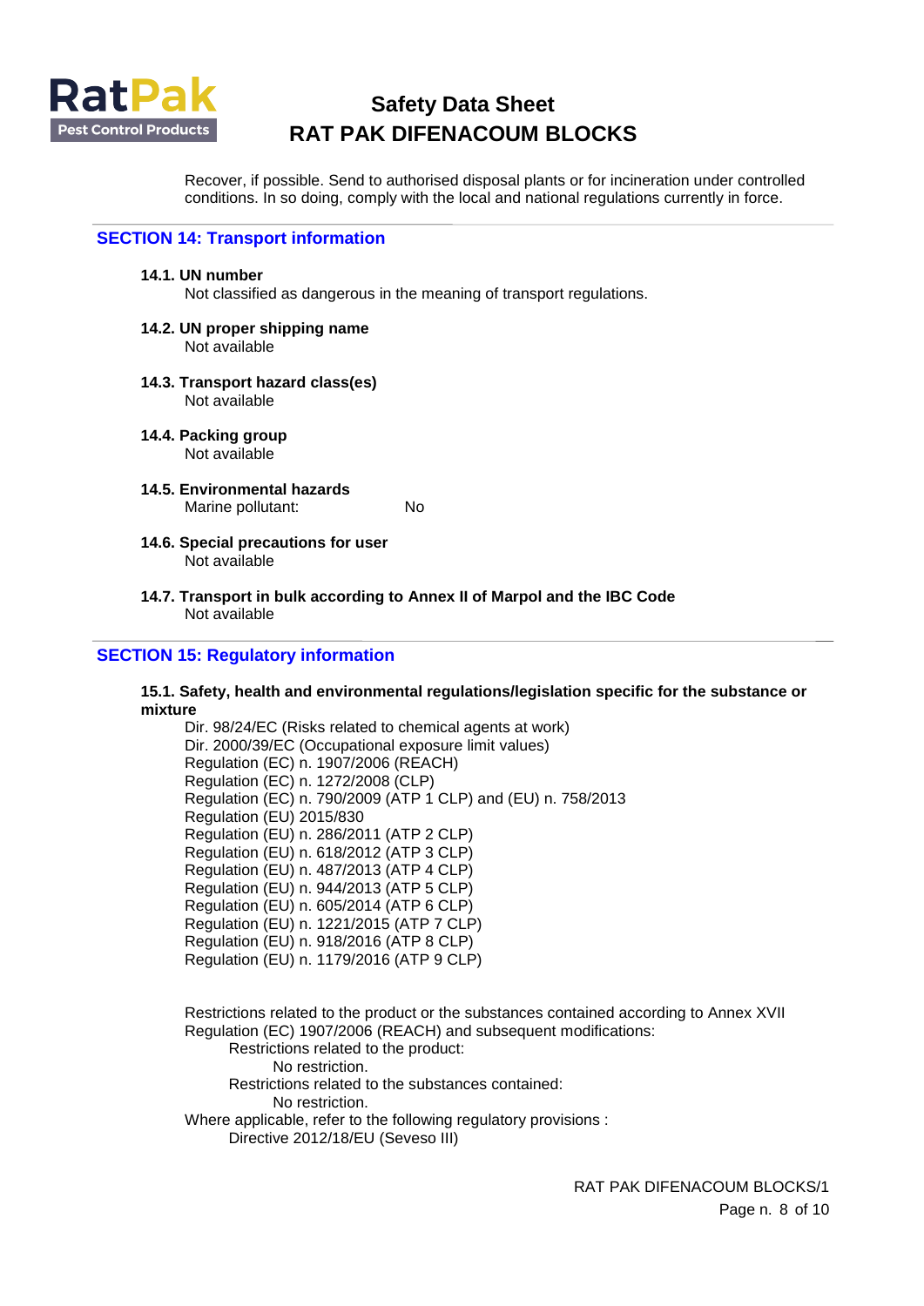Recover, if possible. Send to authorised disposal plants or for incineration under controlled conditions. In so doing, comply with the local and national regulations currently in force.

## SECTION 14: Transport information

**14.1. UN number**

Not classified as dangerous in the meaning of transport regulations.

**14.2. UN proper shipping name**

Not available

**14.3. Transport hazard class(es)**

Not available

**14.4. Packing group**

Not available

**14.5. Environmental hazards**

Marine pollutant: No

**14.6. Special precautions for user**

Not available

**14.7. Transport in bulk according to Annex II of Marpol and the IBC Code**

Not available

## SECTION 15: Regulatory information

**15.1. Safety, health and environmental regulations/legislation specific for the substance or mixture**

Dir. 98/24/EC (Risks related to chemical agents at work)
Dir. 2000/39/EC (Occupational exposure limit values)
Regulation (EC) n. 1907/2006 (REACH)
Regulation (EC) n. 1272/2008 (CLP)
Regulation (EC) n. 790/2009 (ATP 1 CLP) and (EU) n. 758/2013
Regulation (EU) 2015/830
Regulation (EU) n. 286/2011 (ATP 2 CLP)
Regulation (EU) n. 618/2012 (ATP 3 CLP)
Regulation (EU) n. 487/2013 (ATP 4 CLP)
Regulation (EU) n. 944/2013 (ATP 5 CLP)
Regulation (EU) n. 605/2014 (ATP 6 CLP)
Regulation (EU) n. 1221/2015 (ATP 7 CLP)
Regulation (EU) n. 918/2016 (ATP 8 CLP)
Regulation (EU) n. 1179/2016 (ATP 9 CLP)

Restrictions related to the product or the substances contained according to Annex XVII Regulation (EC) 1907/2006 (REACH) and subsequent modifications:

Restrictions related to the product:

No restriction.

Restrictions related to the substances contained:

No restriction.

Where applicable, refer to the following regulatory provisions :

Directive 2012/18/EU (Seveso III)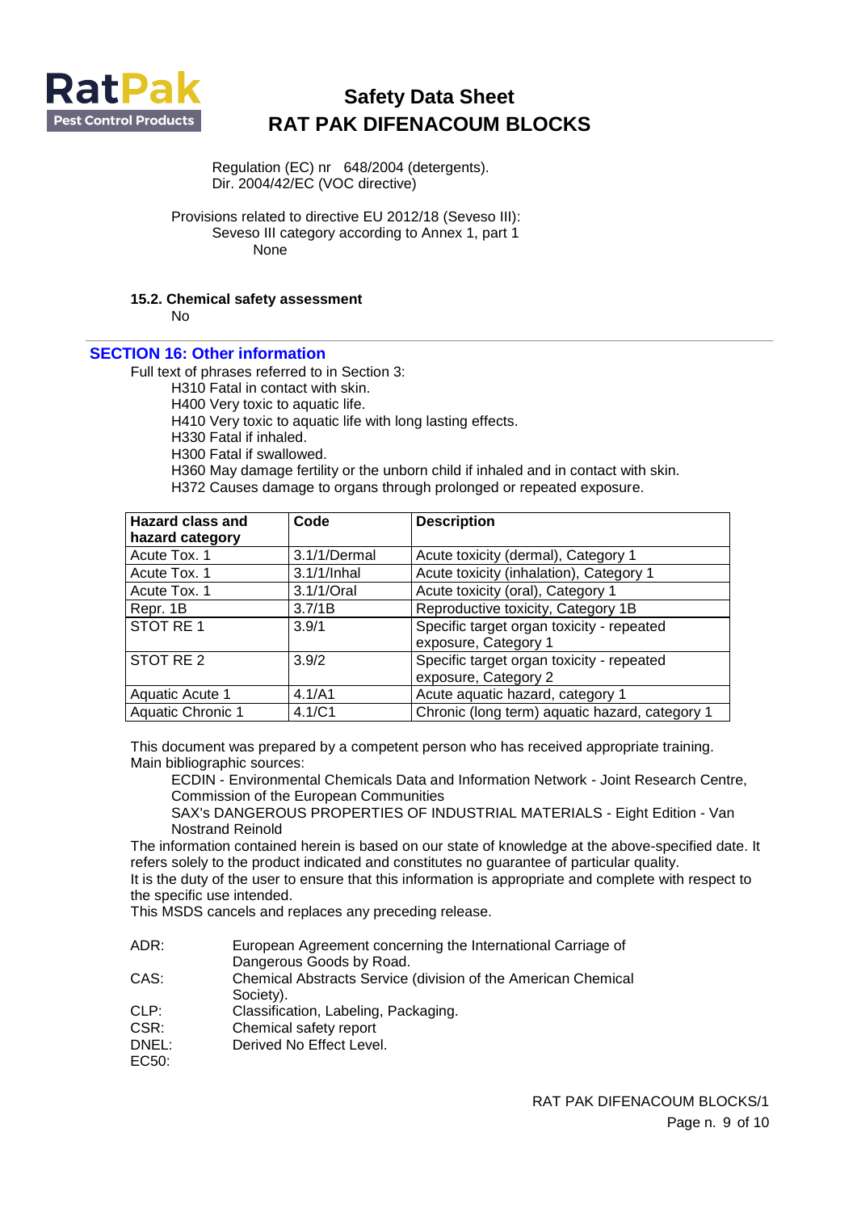Regulation (EC) nr 648/2004 (detergents).
Dir. 2004/42/EC (VOC directive)

Provisions related to directive EU 2012/18 (Seveso III):
Seveso III category according to Annex 1, part 1
None

**15.2. Chemical safety assessment**

No

## SECTION 16: Other information

Full text of phrases referred to in Section 3:

H310 Fatal in contact with skin.
H400 Very toxic to aquatic life.
H410 Very toxic to aquatic life with long lasting effects.
H330 Fatal if inhaled.
H300 Fatal if swallowed.
H360 May damage fertility or the unborn child if inhaled and in contact with skin.
H372 Causes damage to organs through prolonged or repeated exposure.

| Hazard class and hazard category | Code | Description |
|---|---|---|
| Acute Tox. 1 | 3.1/1/Dermal | Acute toxicity (dermal), Category 1 |
| Acute Tox. 1 | 3.1/1/Inhal | Acute toxicity (inhalation), Category 1 |
| Acute Tox. 1 | 3.1/1/Oral | Acute toxicity (oral), Category 1 |
| Repr. 1B | 3.7/1B | Reproductive toxicity, Category 1B |
| STOT RE 1 | 3.9/1 | Specific target organ toxicity - repeated exposure, Category 1 |
| STOT RE 2 | 3.9/2 | Specific target organ toxicity - repeated exposure, Category 2 |
| Aquatic Acute 1 | 4.1/A1 | Acute aquatic hazard, category 1 |
| Aquatic Chronic 1 | 4.1/C1 | Chronic (long term) aquatic hazard, category 1 |

This document was prepared by a competent person who has received appropriate training.
Main bibliographic sources:

ECDIN - Environmental Chemicals Data and Information Network - Joint Research Centre, Commission of the European Communities
SAX's DANGEROUS PROPERTIES OF INDUSTRIAL MATERIALS - Eight Edition - Van Nostrand Reinold

The information contained herein is based on our state of knowledge at the above-specified date. It refers solely to the product indicated and constitutes no guarantee of particular quality.
It is the duty of the user to ensure that this information is appropriate and complete with respect to the specific use intended.
This MSDS cancels and replaces any preceding release.

ADR: European Agreement concerning the International Carriage of Dangerous Goods by Road.
CAS: Chemical Abstracts Service (division of the American Chemical Society).
CLP: Classification, Labeling, Packaging.
CSR: Chemical safety report
DNEL: Derived No Effect Level.
EC50: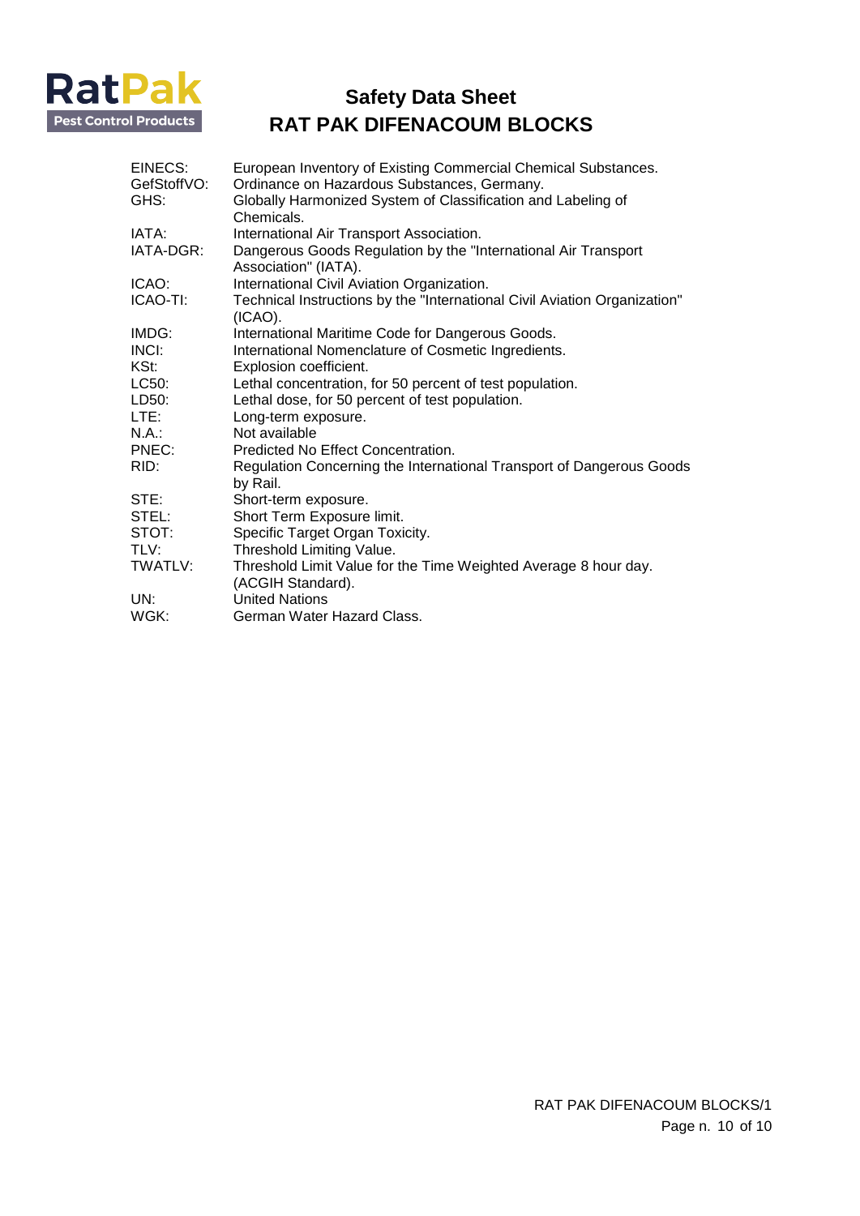| | |
|---|---|
| EINECS: | European Inventory of Existing Commercial Chemical Substances. |
| GefStoffVO: | Ordinance on Hazardous Substances, Germany. |
| GHS: | Globally Harmonized System of Classification and Labeling of Chemicals. |
| IATA: | International Air Transport Association. |
| IATA-DGR: | Dangerous Goods Regulation by the "International Air Transport Association" (IATA). |
| ICAO: | International Civil Aviation Organization. |
| ICAO-TI: | Technical Instructions by the "International Civil Aviation Organization" (ICAO). |
| IMDG: | International Maritime Code for Dangerous Goods. |
| INCI: | International Nomenclature of Cosmetic Ingredients. |
| KSt: | Explosion coefficient. |
| LC50: | Lethal concentration, for 50 percent of test population. |
| LD50: | Lethal dose, for 50 percent of test population. |
| LTE: | Long-term exposure. |
| N.A.: | Not available |
| PNEC: | Predicted No Effect Concentration. |
| RID: | Regulation Concerning the International Transport of Dangerous Goods by Rail. |
| STE: | Short-term exposure. |
| STEL: | Short Term Exposure limit. |
| STOT: | Specific Target Organ Toxicity. |
| TLV: | Threshold Limiting Value. |
| TWATLV: | Threshold Limit Value for the Time Weighted Average 8 hour day. (ACGIH Standard). |
| UN: | United Nations |
| WGK: | German Water Hazard Class. |